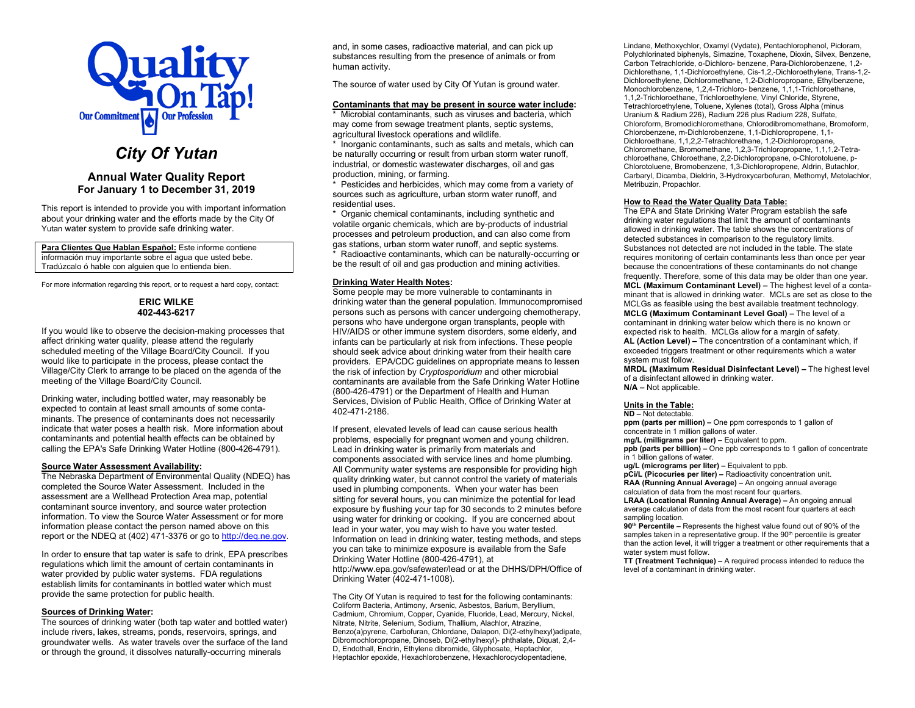Quality On Tap! Our Commitment Our Profession

# City Of Yutan

## Annual Water Quality Report
## For January 1 to December 31, 2019

This report is intended to provide you with important information about your drinking water and the efforts made by the City Of Yutan water system to provide safe drinking water.

**Para Clientes Que Hablan Español:** Este informe contiene información muy importante sobre el agua que usted bebe. Tradúzcalo ó hable con alguien que lo entienda bien.

For more information regarding this report, or to request a hard copy, contact:

**ERIC WILKE**
**402-443-6217**

If you would like to observe the decision-making processes that affect drinking water quality, please attend the regularly scheduled meeting of the Village Board/City Council. If you would like to participate in the process, please contact the Village/City Clerk to arrange to be placed on the agenda of the meeting of the Village Board/City Council.

Drinking water, including bottled water, may reasonably be expected to contain at least small amounts of some contaminants. The presence of contaminants does not necessarily indicate that water poses a health risk. More information about contaminants and potential health effects can be obtained by calling the EPA's Safe Drinking Water Hotline (800-426-4791).

### Source Water Assessment Availability:

The Nebraska Department of Environmental Quality (NDEQ) has completed the Source Water Assessment. Included in the assessment are a Wellhead Protection Area map, potential contaminant source inventory, and source water protection information. To view the Source Water Assessment or for more information please contact the person named above on this report or the NDEQ at (402) 471-3376 or go to http://deq.ne.gov.

In order to ensure that tap water is safe to drink, EPA prescribes regulations which limit the amount of certain contaminants in water provided by public water systems. FDA regulations establish limits for contaminants in bottled water which must provide the same protection for public health.

### Sources of Drinking Water:

The sources of drinking water (both tap water and bottled water) include rivers, lakes, streams, ponds, reservoirs, springs, and groundwater wells. As water travels over the surface of the land or through the ground, it dissolves naturally-occurring minerals and, in some cases, radioactive material, and can pick up substances resulting from the presence of animals or from human activity.

The source of water used by City Of Yutan is ground water.

### Contaminants that may be present in source water include:

* Microbial contaminants, such as viruses and bacteria, which may come from sewage treatment plants, septic systems, agricultural livestock operations and wildlife.
* Inorganic contaminants, such as salts and metals, which can be naturally occurring or result from urban storm water runoff, industrial, or domestic wastewater discharges, oil and gas production, mining, or farming.
* Pesticides and herbicides, which may come from a variety of sources such as agriculture, urban storm water runoff, and residential uses.
* Organic chemical contaminants, including synthetic and volatile organic chemicals, which are by-products of industrial processes and petroleum production, and can also come from gas stations, urban storm water runoff, and septic systems.
* Radioactive contaminants, which can be naturally-occurring or be the result of oil and gas production and mining activities.

### Drinking Water Health Notes:

Some people may be more vulnerable to contaminants in drinking water than the general population. Immunocompromised persons such as persons with cancer undergoing chemotherapy, persons who have undergone organ transplants, people with HIV/AIDS or other immune system disorders, some elderly, and infants can be particularly at risk from infections. These people should seek advice about drinking water from their health care providers. EPA/CDC guidelines on appropriate means to lessen the risk of infection by *Cryptosporidium* and other microbial contaminants are available from the Safe Drinking Water Hotline (800-426-4791) or the Department of Health and Human Services, Division of Public Health, Office of Drinking Water at 402-471-2186.

If present, elevated levels of lead can cause serious health problems, especially for pregnant women and young children. Lead in drinking water is primarily from materials and components associated with service lines and home plumbing. All Community water systems are responsible for providing high quality drinking water, but cannot control the variety of materials used in plumbing components. When your water has been sitting for several hours, you can minimize the potential for lead exposure by flushing your tap for 30 seconds to 2 minutes before using water for drinking or cooking. If you are concerned about lead in your water, you may wish to have you water tested. Information on lead in drinking water, testing methods, and steps you can take to minimize exposure is available from the Safe Drinking Water Hotline (800-426-4791), at http://www.epa.gov/safewater/lead or at the DHHS/DPH/Office of Drinking Water (402-471-1008).

The City Of Yutan is required to test for the following contaminants: Coliform Bacteria, Antimony, Arsenic, Asbestos, Barium, Beryllium, Cadmium, Chromium, Copper, Cyanide, Fluoride, Lead, Mercury, Nickel, Nitrate, Nitrite, Selenium, Sodium, Thallium, Alachlor, Atrazine, Benzo(a)pyrene, Carbofuran, Chlordane, Dalapon, Di(2-ethylhexyl)adipate, Dibromochloropropane, Dinoseb, Di(2-ethylhexyl)- phthalate, Diquat, 2,4-D, Endothall, Endrin, Ethylene dibromide, Glyphosate, Heptachlor, Heptachlor epoxide, Hexachlorobenzene, Hexachlorocyclopentadiene, Lindane, Methoxychlor, Oxamyl (Vydate), Pentachlorophenol, Picloram, Polychlorinated biphenyls, Simazine, Toxaphene, Dioxin, Silvex, Benzene, Carbon Tetrachloride, o-Dichloro- benzene, Para-Dichlorobenzene, 1,2-Dichlorethane, 1,1-Dichloroethylene, Cis-1,2,-Dichloroethylene, Trans-1,2-Dichloroethylene, Dichloromethane, 1,2-Dichloropropane, Ethylbenzene, Monochlorobenzene, 1,2,4-Trichloro- benzene, 1,1,1-Trichloroethane, 1,1,2-Trichloroethane, Trichloroethylene, Vinyl Chloride, Styrene, Tetrachloroethylene, Toluene, Xylenes (total), Gross Alpha (minus Uranium & Radium 226), Radium 226 plus Radium 228, Sulfate, Chloroform, Bromodichloromethane, Chlorodibromomethane, Bromoform, Chlorobenzene, m-Dichlorobenzene, 1,1-Dichloropropene, 1,1-Dichloroethane, 1,1,2,2-Tetrachlorethane, 1,2-Dichloropropane, Chloromethane, Bromomethane, 1,2,3-Trichloropropane, 1,1,1,2-Tetra-chloroethane, Chloroethane, 2,2-Dichloropropane, o-Chlorotoluene, p-Chlorotoluene, Bromobenzene, 1,3-Dichloropropene, Aldrin, Butachlor, Carbaryl, Dicamba, Dieldrin, 3-Hydroxycarbofuran, Methomyl, Metolachlor, Metribuzin, Propachlor.

### How to Read the Water Quality Data Table:

The EPA and State Drinking Water Program establish the safe drinking water regulations that limit the amount of contaminants allowed in drinking water. The table shows the concentrations of detected substances in comparison to the regulatory limits. Substances not detected are not included in the table. The state requires monitoring of certain contaminants less than once per year because the concentrations of these contaminants do not change frequently. Therefore, some of this data may be older than one year.

**MCL (Maximum Contaminant Level) –** The highest level of a contaminant that is allowed in drinking water. MCLs are set as close to the MCLGs as feasible using the best available treatment technology.
**MCLG (Maximum Contaminant Level Goal) –** The level of a contaminant in drinking water below which there is no known or expected risk to health. MCLGs allow for a margin of safety.
**AL (Action Level) –** The concentration of a contaminant which, if exceeded triggers treatment or other requirements which a water system must follow.
**MRDL (Maximum Residual Disinfectant Level) –** The highest level of a disinfectant allowed in drinking water.
**N/A –** Not applicable.

### Units in the Table:

**ND –** Not detectable.
**ppm (parts per million) –** One ppm corresponds to 1 gallon of concentrate in 1 million gallons of water.
**mg/L (milligrams per liter) –** Equivalent to ppm.
**ppb (parts per billion) –** One ppb corresponds to 1 gallon of concentrate in 1 billion gallons of water.
**ug/L (micrograms per liter) –** Equivalent to ppb.
**pCi/L (Picocuries per liter) –** Radioactivity concentration unit.
**RAA (Running Annual Average) –** An ongoing annual average calculation of data from the most recent four quarters.
**LRAA (Locational Running Annual Average) –** An ongoing annual average calculation of data from the most recent four quarters at each sampling location.
**90th Percentile –** Represents the highest value found out of 90% of the samples taken in a representative group. If the 90th percentile is greater than the action level, it will trigger a treatment or other requirements that a water system must follow.
**TT (Treatment Technique) –** A required process intended to reduce the level of a contaminant in drinking water.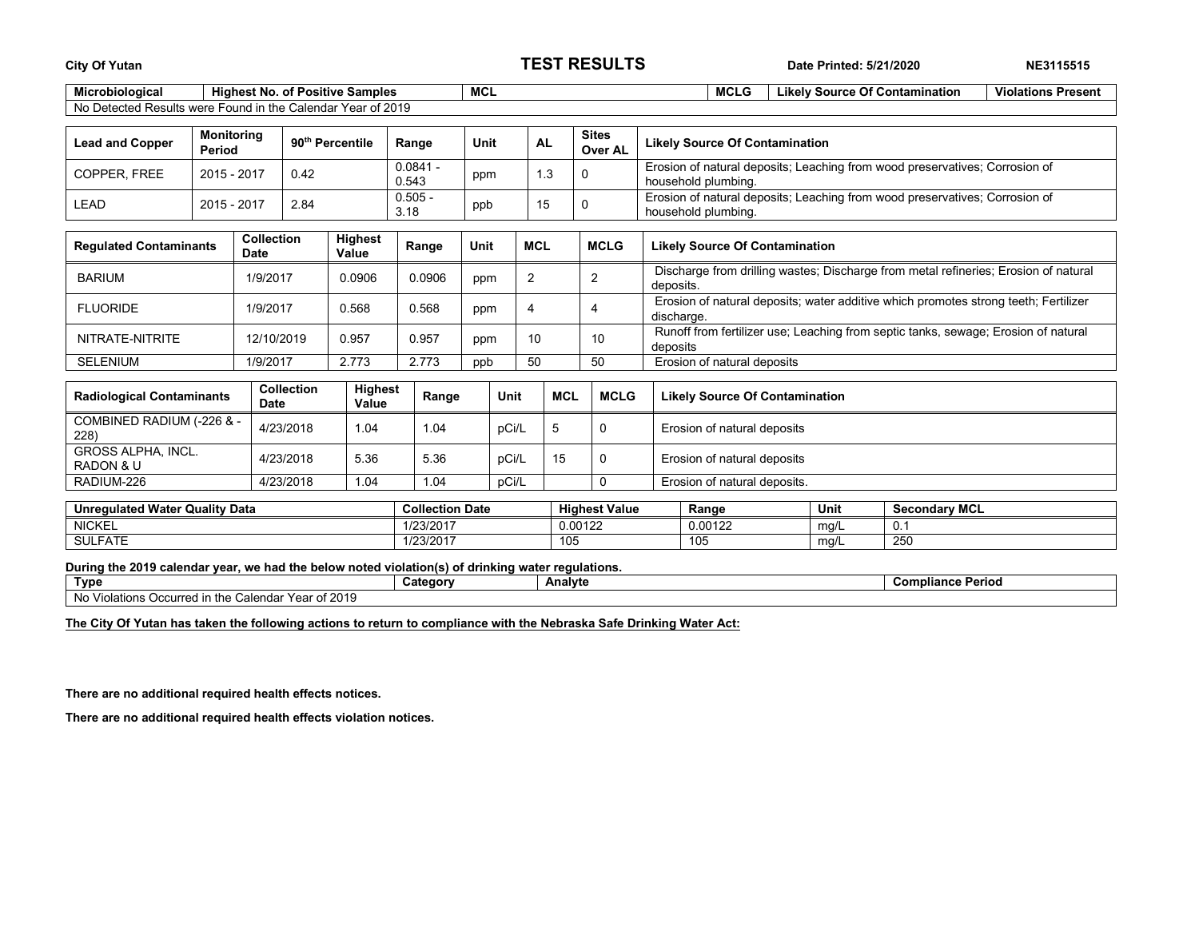City Of Yutan

# TEST RESULTS

Date Printed: 5/21/2020

NE3115515

| Microbiological | Highest No. of Positive Samples | MCL | MCLG | Likely Source Of Contamination | Violations Present |
|---|---|---|---|---|---|
| No Detected Results were Found in the Calendar Year of 2019 | | | | | |

| Lead and Copper | Monitoring Period | 90th Percentile | Range | Unit | AL | Sites Over AL | Likely Source Of Contamination |
|---|---|---|---|---|---|---|---|
| COPPER, FREE | 2015 - 2017 | 0.42 | 0.0841 - 0.543 | ppm | 1.3 | 0 | Erosion of natural deposits; Leaching from wood preservatives; Corrosion of household plumbing. |
| LEAD | 2015 - 2017 | 2.84 | 0.505 - 3.18 | ppb | 15 | 0 | Erosion of natural deposits; Leaching from wood preservatives; Corrosion of household plumbing. |

| Regulated Contaminants | Collection Date | Highest Value | Range | Unit | MCL | MCLG | Likely Source Of Contamination |
|---|---|---|---|---|---|---|---|
| BARIUM | 1/9/2017 | 0.0906 | 0.0906 | ppm | 2 | 2 | Discharge from drilling wastes; Discharge from metal refineries; Erosion of natural deposits. |
| FLUORIDE | 1/9/2017 | 0.568 | 0.568 | ppm | 4 | 4 | Erosion of natural deposits; water additive which promotes strong teeth; Fertilizer discharge. |
| NITRATE-NITRITE | 12/10/2019 | 0.957 | 0.957 | ppm | 10 | 10 | Runoff from fertilizer use; Leaching from septic tanks, sewage; Erosion of natural deposits |
| SELENIUM | 1/9/2017 | 2.773 | 2.773 | ppb | 50 | 50 | Erosion of natural deposits |

| Radiological Contaminants | Collection Date | Highest Value | Range | Unit | MCL | MCLG | Likely Source Of Contamination |
|---|---|---|---|---|---|---|---|
| COMBINED RADIUM (-226 & -228) | 4/23/2018 | 1.04 | 1.04 | pCi/L | 5 | 0 | Erosion of natural deposits |
| GROSS ALPHA, INCL. RADON & U | 4/23/2018 | 5.36 | 5.36 | pCi/L | 15 | 0 | Erosion of natural deposits |
| RADIUM-226 | 4/23/2018 | 1.04 | 1.04 | pCi/L | | 0 | Erosion of natural deposits. |

| Unregulated Water Quality Data | Collection Date | Highest Value | Range | Unit | Secondary MCL |
|---|---|---|---|---|---|
| NICKEL | 1/23/2017 | 0.00122 | 0.00122 | mg/L | 0.1 |
| SULFATE | 1/23/2017 | 105 | 105 | mg/L | 250 |

**During the 2019 calendar year, we had the below noted violation(s) of drinking water regulations.**

| Type | Category | Analyte | Compliance Period |
|---|---|---|---|
| No Violations Occurred in the Calendar Year of 2019 | | | |

**The City Of Yutan has taken the following actions to return to compliance with the Nebraska Safe Drinking Water Act:**

**There are no additional required health effects notices.**

**There are no additional required health effects violation notices.**